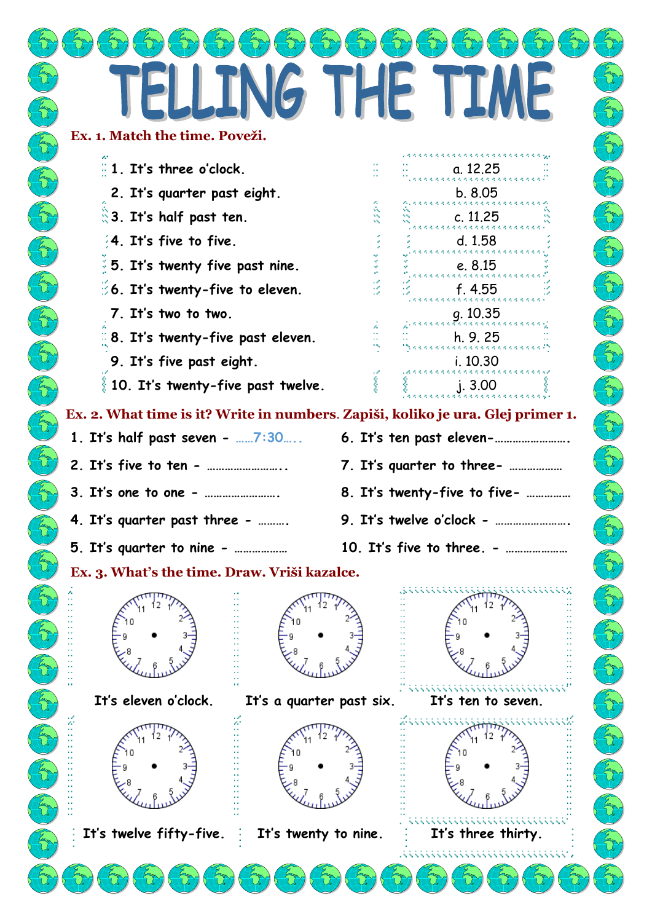# TELLING THE TIME

**Ex. 1. Match the time. Poveži.**

| | |
|---|---|
| 1. It's three o'clock. | a. 12.25 |
| 2. It's quarter past eight. | b. 8.05 |
| 3. It's half past ten. | c. 11.25 |
| 4. It's five to five. | d. 1.58 |
| 5. It's twenty five past nine. | e. 8.15 |
| 6. It's twenty-five to eleven. | f. 4.55 |
| 7. It's two to two. | g. 10.35 |
| 8. It's twenty-five past eleven. | h. 9. 25 |
| 9. It's five past eight. | i. 10.30 |
| 10. It's twenty-five past twelve. | j. 3.00 |

**Ex. 2. What time is it? Write in numbers. Zapiši, koliko je ura. Glej primer 1.**

1. It's half past seven - ……7:30…..
2. It's five to ten - ……………………..
3. It's one to one - …………………….
4. It's quarter past three - ……….
5. It's quarter to nine - ………………
6. It's ten past eleven-…………………….
7. It's quarter to three- ………………
8. It's twenty-five to five- ……………
9. It's twelve o'clock - …………………….
10. It's five to three. - …………………

**Ex. 3. What's the time. Draw. Vriši kazalce.**

It's eleven o'clock.

It's a quarter past six.

It's ten to seven.

It's twelve fifty-five.

It's twenty to nine.

It's three thirty.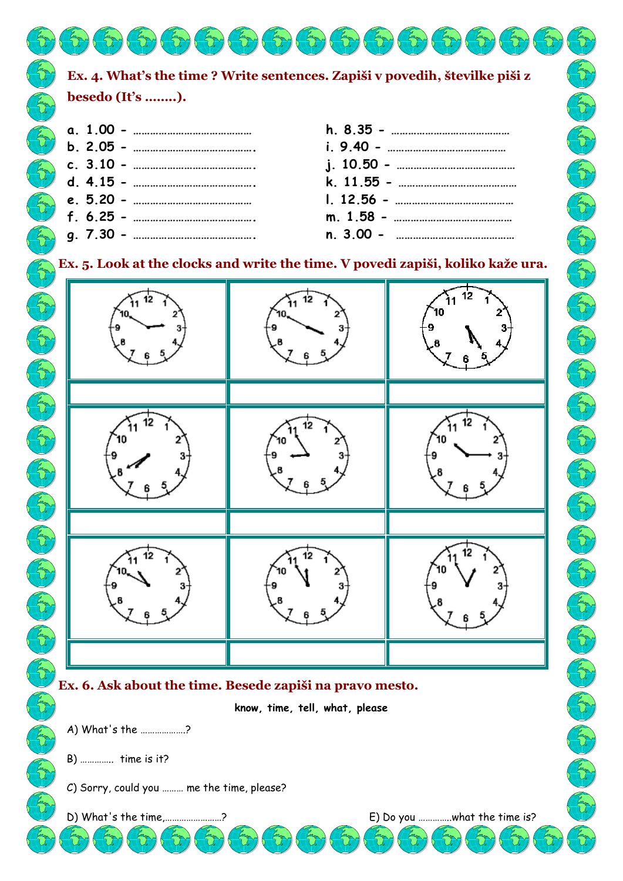**Ex. 4. What's the time ? Write sentences. Zapiši v povedih, številke piši z besedo (It's ........).**

a. 1.00 - ……………………………………

b. 2.05 - …………………………………….

c. 3.10 - …………………………………….

d. 4.15 - …………………………………….

e. 5.20 - ……………………………………

f. 6.25 - …………………………………….

g. 7.30 - …………………………………….

h. 8.35 - ……………………………………

i. 9.40 - ……………………………………

j. 10.50 - ……………………………………

k. 11.55 - ……………………………………

l. 12.56 - ……………………………………

m. 1.58 - ……………………………………

n. 3.00 - ……………………………………

**Ex. 5. Look at the clocks and write the time. V povedi zapiši, koliko kaže ura.**

| | | |
|---|---|---|
| | | |
| | | |
| | | |

**Ex. 6. Ask about the time. Besede zapiši na pravo mesto.**

**know, time, tell, what, please**

A) What's the ……………….?

B) ………….. time is it?

C) Sorry, could you ……… me the time, please?

D) What's the time,…………………….?

E) Do you …………..what the time is?